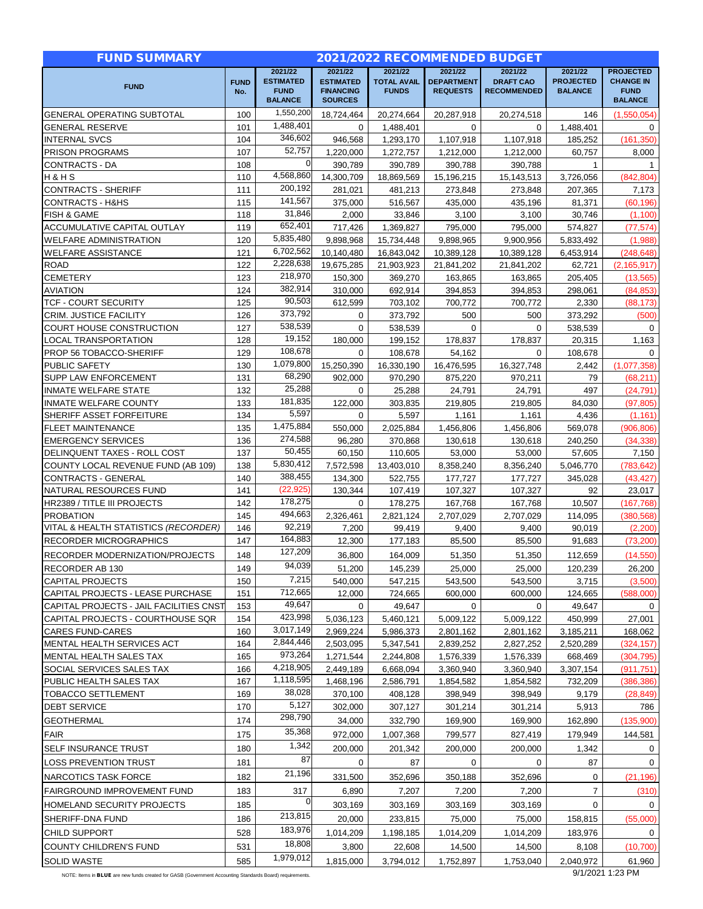| FUND SUMMARY | | 2021/2022 RECOMMENDED BUDGET | | | | | | |
|---|---|---|---|---|---|---|---|---|
| FUND | FUND No. | 2021/22 ESTIMATED FUND BALANCE | 2021/22 ESTIMATED FINANCING SOURCES | 2021/22 TOTAL AVAIL FUNDS | 2021/22 DEPARTMENT REQUESTS | 2021/22 DRAFT CAO RECOMMENDED | 2021/22 PROJECTED BALANCE | PROJECTED CHANGE IN FUND BALANCE |
| GENERAL OPERATING SUBTOTAL | 100 | 1,550,200 | 18,724,464 | 20,274,664 | 20,287,918 | 20,274,518 | 146 | (1,550,054) |
| GENERAL RESERVE | 101 | 1,488,401 | 0 | 1,488,401 | 0 | 0 | 1,488,401 | 0 |
| INTERNAL SVCS | 104 | 346,602 | 946,568 | 1,293,170 | 1,107,918 | 1,107,918 | 185,252 | (161,350) |
| PRISON PROGRAMS | 107 | 52,757 | 1,220,000 | 1,272,757 | 1,212,000 | 1,212,000 | 60,757 | 8,000 |
| CONTRACTS - DA | 108 | 0 | 390,789 | 390,789 | 390,788 | 390,788 | 1 | 1 |
| H & H S | 110 | 4,568,860 | 14,300,709 | 18,869,569 | 15,196,215 | 15,143,513 | 3,726,056 | (842,804) |
| CONTRACTS - SHERIFF | 111 | 200,192 | 281,021 | 481,213 | 273,848 | 273,848 | 207,365 | 7,173 |
| CONTRACTS - H&HS | 115 | 141,567 | 375,000 | 516,567 | 435,000 | 435,196 | 81,371 | (60,196) |
| FISH & GAME | 118 | 31,846 | 2,000 | 33,846 | 3,100 | 3,100 | 30,746 | (1,100) |
| ACCUMULATIVE CAPITAL OUTLAY | 119 | 652,401 | 717,426 | 1,369,827 | 795,000 | 795,000 | 574,827 | (77,574) |
| WELFARE ADMINISTRATION | 120 | 5,835,480 | 9,898,968 | 15,734,448 | 9,898,965 | 9,900,956 | 5,833,492 | (1,988) |
| WELFARE ASSISTANCE | 121 | 6,702,562 | 10,140,480 | 16,843,042 | 10,389,128 | 10,389,128 | 6,453,914 | (248,648) |
| ROAD | 122 | 2,228,638 | 19,675,285 | 21,903,923 | 21,841,202 | 21,841,202 | 62,721 | (2,165,917) |
| CEMETERY | 123 | 218,970 | 150,300 | 369,270 | 163,865 | 163,865 | 205,405 | (13,565) |
| AVIATION | 124 | 382,914 | 310,000 | 692,914 | 394,853 | 394,853 | 298,061 | (84,853) |
| TCF - COURT SECURITY | 125 | 90,503 | 612,599 | 703,102 | 700,772 | 700,772 | 2,330 | (88,173) |
| CRIM. JUSTICE FACILITY | 126 | 373,792 | 0 | 373,792 | 500 | 500 | 373,292 | (500) |
| COURT HOUSE CONSTRUCTION | 127 | 538,539 | 0 | 538,539 | 0 | 0 | 538,539 | 0 |
| LOCAL TRANSPORTATION | 128 | 19,152 | 180,000 | 199,152 | 178,837 | 178,837 | 20,315 | 1,163 |
| PROP 56 TOBACCO-SHERIFF | 129 | 108,678 | 0 | 108,678 | 54,162 | 0 | 108,678 | 0 |
| PUBLIC SAFETY | 130 | 1,079,800 | 15,250,390 | 16,330,190 | 16,476,595 | 16,327,748 | 2,442 | (1,077,358) |
| SUPP LAW ENFORCEMENT | 131 | 68,290 | 902,000 | 970,290 | 875,220 | 970,211 | 79 | (68,211) |
| INMATE WELFARE STATE | 132 | 25,288 | 0 | 25,288 | 24,791 | 24,791 | 497 | (24,791) |
| INMATE WELFARE COUNTY | 133 | 181,835 | 122,000 | 303,835 | 219,805 | 219,805 | 84,030 | (97,805) |
| SHERIFF ASSET FORFEITURE | 134 | 5,597 | 0 | 5,597 | 1,161 | 1,161 | 4,436 | (1,161) |
| FLEET MAINTENANCE | 135 | 1,475,884 | 550,000 | 2,025,884 | 1,456,806 | 1,456,806 | 569,078 | (906,806) |
| EMERGENCY SERVICES | 136 | 274,588 | 96,280 | 370,868 | 130,618 | 130,618 | 240,250 | (34,338) |
| DELINQUENT TAXES - ROLL COST | 137 | 50,455 | 60,150 | 110,605 | 53,000 | 53,000 | 57,605 | 7,150 |
| COUNTY LOCAL REVENUE FUND (AB 109) | 138 | 5,830,412 | 7,572,598 | 13,403,010 | 8,358,240 | 8,356,240 | 5,046,770 | (783,642) |
| CONTRACTS - GENERAL | 140 | 388,455 | 134,300 | 522,755 | 177,727 | 177,727 | 345,028 | (43,427) |
| NATURAL RESOURCES FUND | 141 | (22,925) | 130,344 | 107,419 | 107,327 | 107,327 | 92 | 23,017 |
| HR2389 / TITLE III PROJECTS | 142 | 178,275 | 0 | 178,275 | 167,768 | 167,768 | 10,507 | (167,768) |
| PROBATION | 145 | 494,663 | 2,326,461 | 2,821,124 | 2,707,029 | 2,707,029 | 114,095 | (380,568) |
| VITAL & HEALTH STATISTICS *(RECORDER)* | 146 | 92,219 | 7,200 | 99,419 | 9,400 | 9,400 | 90,019 | (2,200) |
| RECORDER MICROGRAPHICS | 147 | 164,883 | 12,300 | 177,183 | 85,500 | 85,500 | 91,683 | (73,200) |
| RECORDER MODERNIZATION/PROJECTS | 148 | 127,209 | 36,800 | 164,009 | 51,350 | 51,350 | 112,659 | (14,550) |
| RECORDER AB 130 | 149 | 94,039 | 51,200 | 145,239 | 25,000 | 25,000 | 120,239 | 26,200 |
| CAPITAL PROJECTS | 150 | 7,215 | 540,000 | 547,215 | 543,500 | 543,500 | 3,715 | (3,500) |
| CAPITAL PROJECTS - LEASE PURCHASE | 151 | 712,665 | 12,000 | 724,665 | 600,000 | 600,000 | 124,665 | (588,000) |
| CAPITAL PROJECTS - JAIL FACILITIES CNST | 153 | 49,647 | 0 | 49,647 | 0 | 0 | 49,647 | 0 |
| CAPITAL PROJECTS - COURTHOUSE SQR | 154 | 423,998 | 5,036,123 | 5,460,121 | 5,009,122 | 5,009,122 | 450,999 | 27,001 |
| CARES FUND-CARES | 160 | 3,017,149 | 2,969,224 | 5,986,373 | 2,801,162 | 2,801,162 | 3,185,211 | 168,062 |
| MENTAL HEALTH SERVICES ACT | 164 | 2,844,446 | 2,503,095 | 5,347,541 | 2,839,252 | 2,827,252 | 2,520,289 | (324,157) |
| MENTAL HEALTH SALES TAX | 165 | 973,264 | 1,271,544 | 2,244,808 | 1,576,339 | 1,576,339 | 668,469 | (304,795) |
| SOCIAL SERVICES SALES TAX | 166 | 4,218,905 | 2,449,189 | 6,668,094 | 3,360,940 | 3,360,940 | 3,307,154 | (911,751) |
| PUBLIC HEALTH SALES TAX | 167 | 1,118,595 | 1,468,196 | 2,586,791 | 1,854,582 | 1,854,582 | 732,209 | (386,386) |
| TOBACCO SETTLEMENT | 169 | 38,028 | 370,100 | 408,128 | 398,949 | 398,949 | 9,179 | (28,849) |
| DEBT SERVICE | 170 | 5,127 | 302,000 | 307,127 | 301,214 | 301,214 | 5,913 | 786 |
| GEOTHERMAL | 174 | 298,790 | 34,000 | 332,790 | 169,900 | 169,900 | 162,890 | (135,900) |
| FAIR | 175 | 35,368 | 972,000 | 1,007,368 | 799,577 | 827,419 | 179,949 | 144,581 |
| SELF INSURANCE TRUST | 180 | 1,342 | 200,000 | 201,342 | 200,000 | 200,000 | 1,342 | 0 |
| LOSS PREVENTION TRUST | 181 | 87 | 0 | 87 | 0 | 0 | 87 | 0 |
| NARCOTICS TASK FORCE | 182 | 21,196 | 331,500 | 352,696 | 350,188 | 352,696 | 0 | (21,196) |
| FAIRGROUND IMPROVEMENT FUND | 183 | 317 | 6,890 | 7,207 | 7,200 | 7,200 | 7 | (310) |
| HOMELAND SECURITY PROJECTS | 185 | 0 | 303,169 | 303,169 | 303,169 | 303,169 | 0 | 0 |
| SHERIFF-DNA FUND | 186 | 213,815 | 20,000 | 233,815 | 75,000 | 75,000 | 158,815 | (55,000) |
| CHILD SUPPORT | 528 | 183,976 | 1,014,209 | 1,198,185 | 1,014,209 | 1,014,209 | 183,976 | 0 |
| COUNTY CHILDREN'S FUND | 531 | 18,808 | 3,800 | 22,608 | 14,500 | 14,500 | 8,108 | (10,700) |
| SOLID WASTE | 585 | 1,979,012 | 1,815,000 | 3,794,012 | 1,752,897 | 1,753,040 | 2,040,972 | 61,960 |

NOTE: Items in **BLUE** are new funds created for GASB (Government Accounting Standards Board) requirements.

9/1/2021 1:23 PM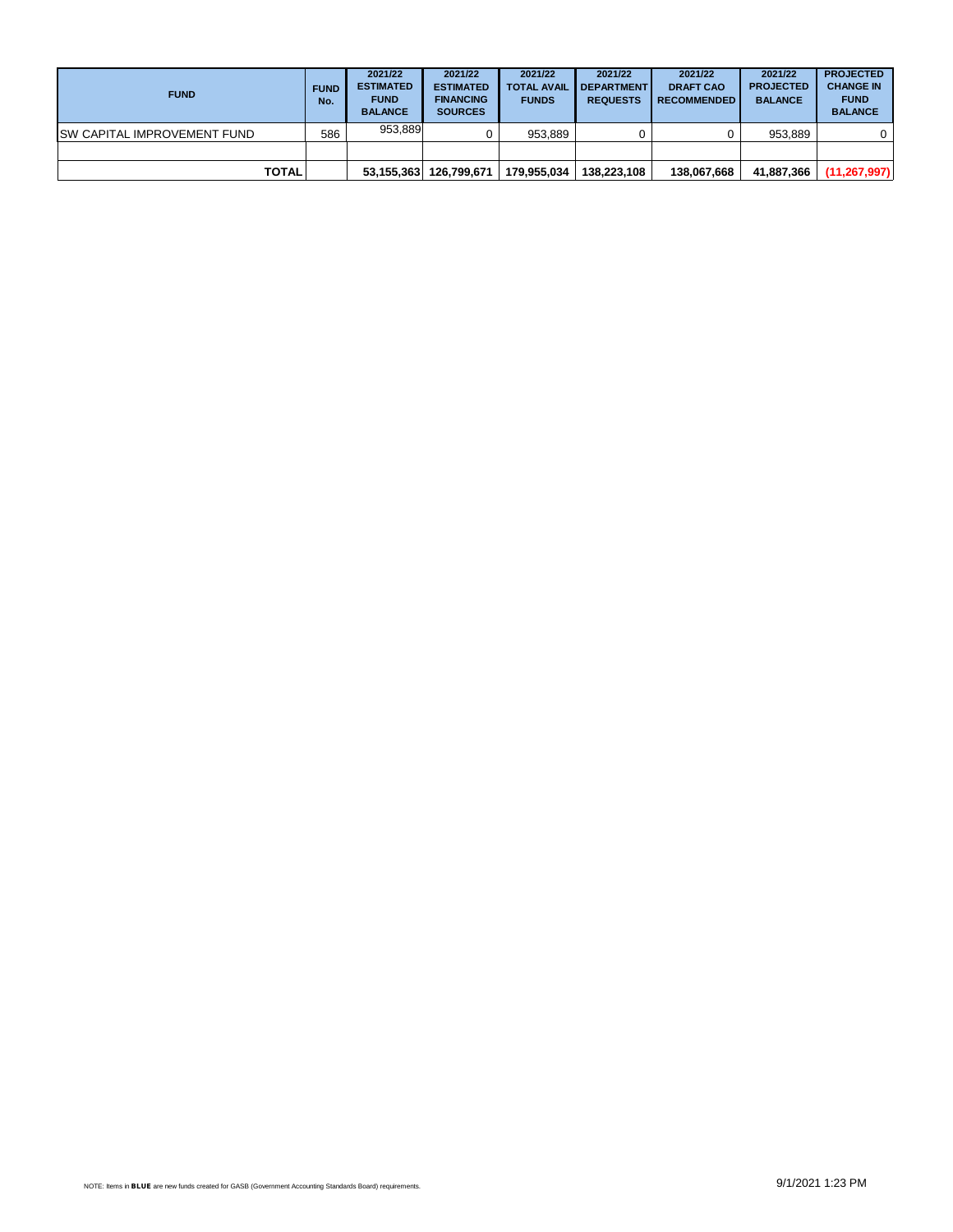| FUND | FUND No. | 2021/22 ESTIMATED FUND BALANCE | 2021/22 ESTIMATED FINANCING SOURCES | 2021/22 TOTAL AVAIL FUNDS | 2021/22 DEPARTMENT REQUESTS | 2021/22 DRAFT CAO RECOMMENDED | 2021/22 PROJECTED BALANCE | PROJECTED CHANGE IN FUND BALANCE |
|---|---|---|---|---|---|---|---|---|
| SW CAPITAL IMPROVEMENT FUND | 586 | 953,889 | 0 | 953,889 | 0 | 0 | 953,889 | 0 |
| | | | | | | | | |
| **TOTAL** | | **53,155,363** | **126,799,671** | **179,955,034** | **138,223,108** | **138,067,668** | **41,887,366** | **(11,267,997)** |

NOTE: Items in **BLUE** are new funds created for GASB (Government Accounting Standards Board) requirements.

9/1/2021 1:23 PM